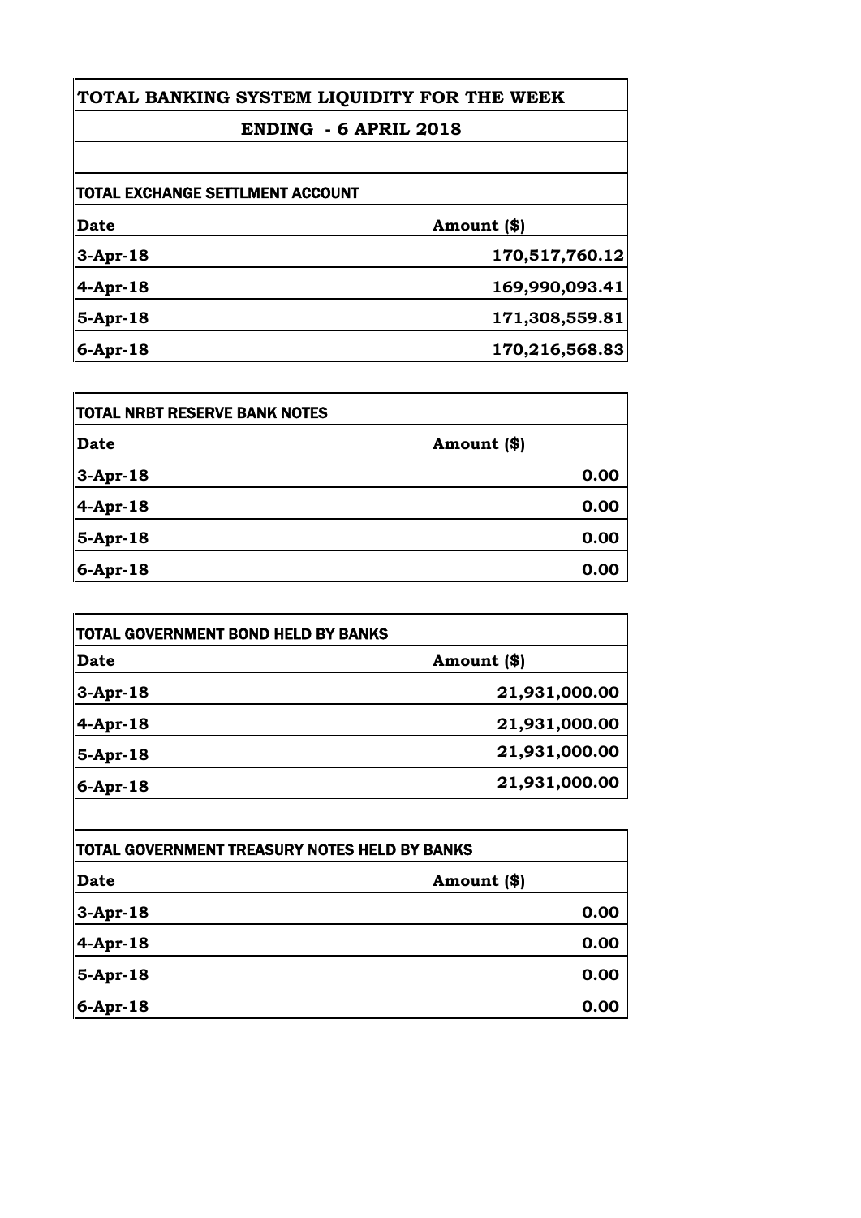# TOTAL BANKING SYSTEM LIQUIDITY FOR THE WEEK

## ENDING - 6 APRIL 2018

| TOTAL EXCHANGE SETTLMENT ACCOUNT | |
|---|---|
| **Date** | **Amount ($)** |
| **3-Apr-18** | **170,517,760.12** |
| **4-Apr-18** | **169,990,093.41** |
| **5-Apr-18** | **171,308,559.81** |
| **6-Apr-18** | **170,216,568.83** |

| TOTAL NRBT RESERVE BANK NOTES | |
|---|---|
| **Date** | **Amount ($)** |
| **3-Apr-18** | **0.00** |
| **4-Apr-18** | **0.00** |
| **5-Apr-18** | **0.00** |
| **6-Apr-18** | **0.00** |

| TOTAL GOVERNMENT BOND HELD BY BANKS | |
|---|---|
| **Date** | **Amount ($)** |
| **3-Apr-18** | **21,931,000.00** |
| **4-Apr-18** | **21,931,000.00** |
| **5-Apr-18** | **21,931,000.00** |
| **6-Apr-18** | **21,931,000.00** |

| TOTAL GOVERNMENT TREASURY NOTES HELD BY BANKS | |
|---|---|
| **Date** | **Amount ($)** |
| **3-Apr-18** | **0.00** |
| **4-Apr-18** | **0.00** |
| **5-Apr-18** | **0.00** |
| **6-Apr-18** | **0.00** |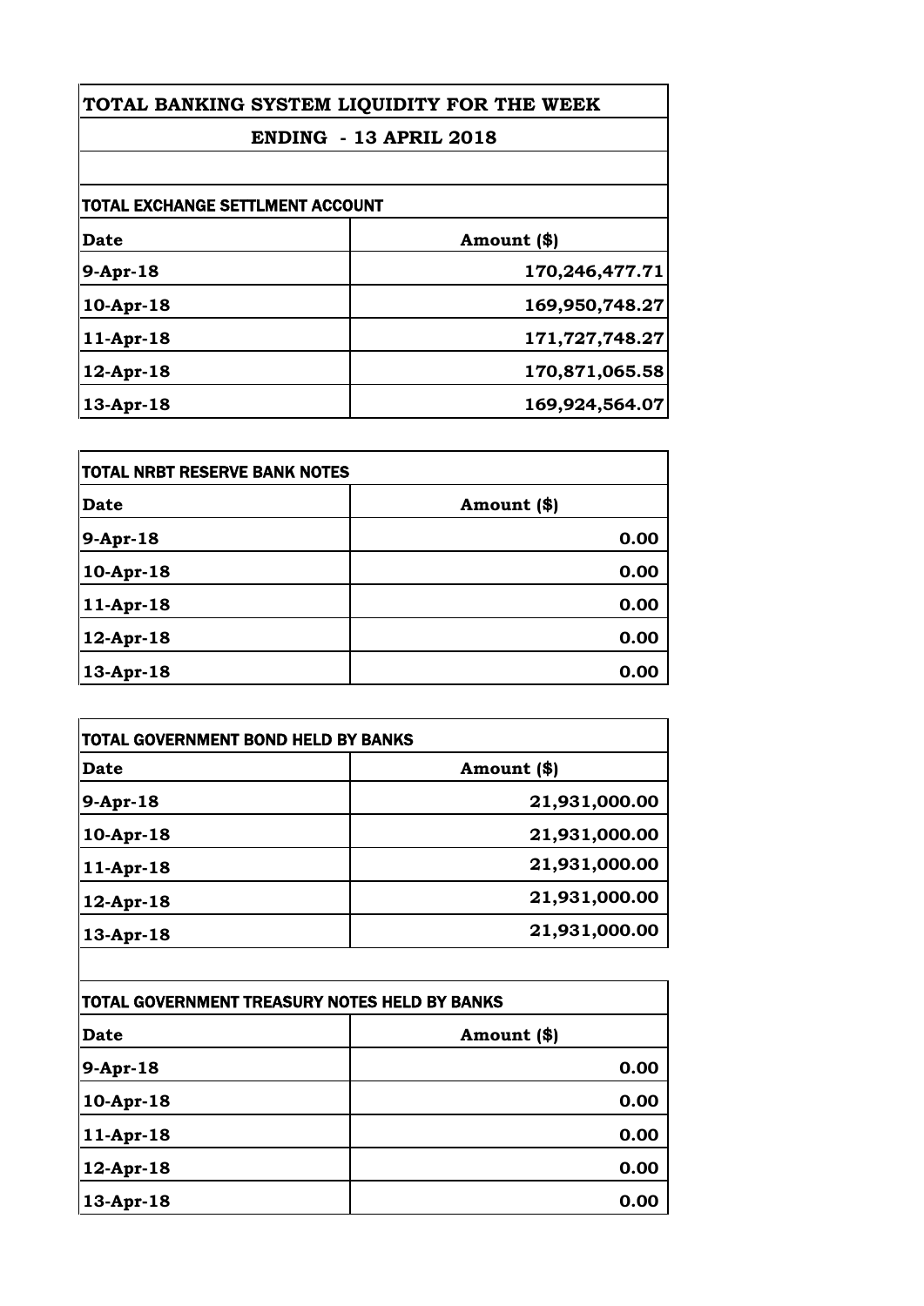# TOTAL BANKING SYSTEM LIQUIDITY FOR THE WEEK

## ENDING - 13 APRIL 2018

### TOTAL EXCHANGE SETTLMENT ACCOUNT

| Date | Amount ($) |
|---|---|
| 9-Apr-18 | 170,246,477.71 |
| 10-Apr-18 | 169,950,748.27 |
| 11-Apr-18 | 171,727,748.27 |
| 12-Apr-18 | 170,871,065.58 |
| 13-Apr-18 | 169,924,564.07 |

### TOTAL NRBT RESERVE BANK NOTES

| Date | Amount ($) |
|---|---|
| 9-Apr-18 | 0.00 |
| 10-Apr-18 | 0.00 |
| 11-Apr-18 | 0.00 |
| 12-Apr-18 | 0.00 |
| 13-Apr-18 | 0.00 |

### TOTAL GOVERNMENT BOND HELD BY BANKS

| Date | Amount ($) |
|---|---|
| 9-Apr-18 | 21,931,000.00 |
| 10-Apr-18 | 21,931,000.00 |
| 11-Apr-18 | 21,931,000.00 |
| 12-Apr-18 | 21,931,000.00 |
| 13-Apr-18 | 21,931,000.00 |

### TOTAL GOVERNMENT TREASURY NOTES HELD BY BANKS

| Date | Amount ($) |
|---|---|
| 9-Apr-18 | 0.00 |
| 10-Apr-18 | 0.00 |
| 11-Apr-18 | 0.00 |
| 12-Apr-18 | 0.00 |
| 13-Apr-18 | 0.00 |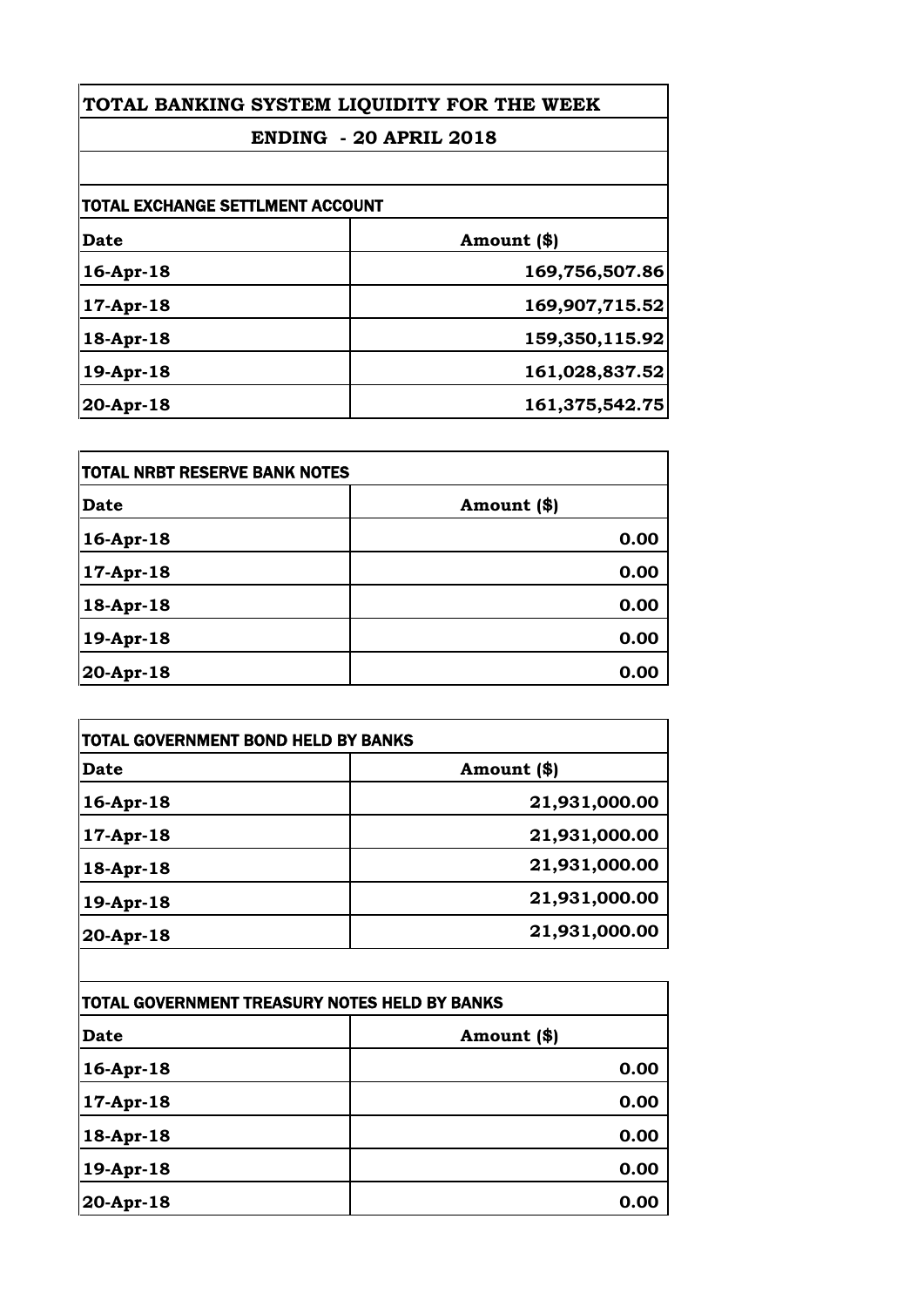# TOTAL BANKING SYSTEM LIQUIDITY FOR THE WEEK

## ENDING - 20 APRIL 2018

### TOTAL EXCHANGE SETTLMENT ACCOUNT

| Date | Amount ($) |
| --- | --- |
| 16-Apr-18 | 169,756,507.86 |
| 17-Apr-18 | 169,907,715.52 |
| 18-Apr-18 | 159,350,115.92 |
| 19-Apr-18 | 161,028,837.52 |
| 20-Apr-18 | 161,375,542.75 |

### TOTAL NRBT RESERVE BANK NOTES

| Date | Amount ($) |
| --- | --- |
| 16-Apr-18 | 0.00 |
| 17-Apr-18 | 0.00 |
| 18-Apr-18 | 0.00 |
| 19-Apr-18 | 0.00 |
| 20-Apr-18 | 0.00 |

### TOTAL GOVERNMENT BOND HELD BY BANKS

| Date | Amount ($) |
| --- | --- |
| 16-Apr-18 | 21,931,000.00 |
| 17-Apr-18 | 21,931,000.00 |
| 18-Apr-18 | 21,931,000.00 |
| 19-Apr-18 | 21,931,000.00 |
| 20-Apr-18 | 21,931,000.00 |

### TOTAL GOVERNMENT TREASURY NOTES HELD BY BANKS

| Date | Amount ($) |
| --- | --- |
| 16-Apr-18 | 0.00 |
| 17-Apr-18 | 0.00 |
| 18-Apr-18 | 0.00 |
| 19-Apr-18 | 0.00 |
| 20-Apr-18 | 0.00 |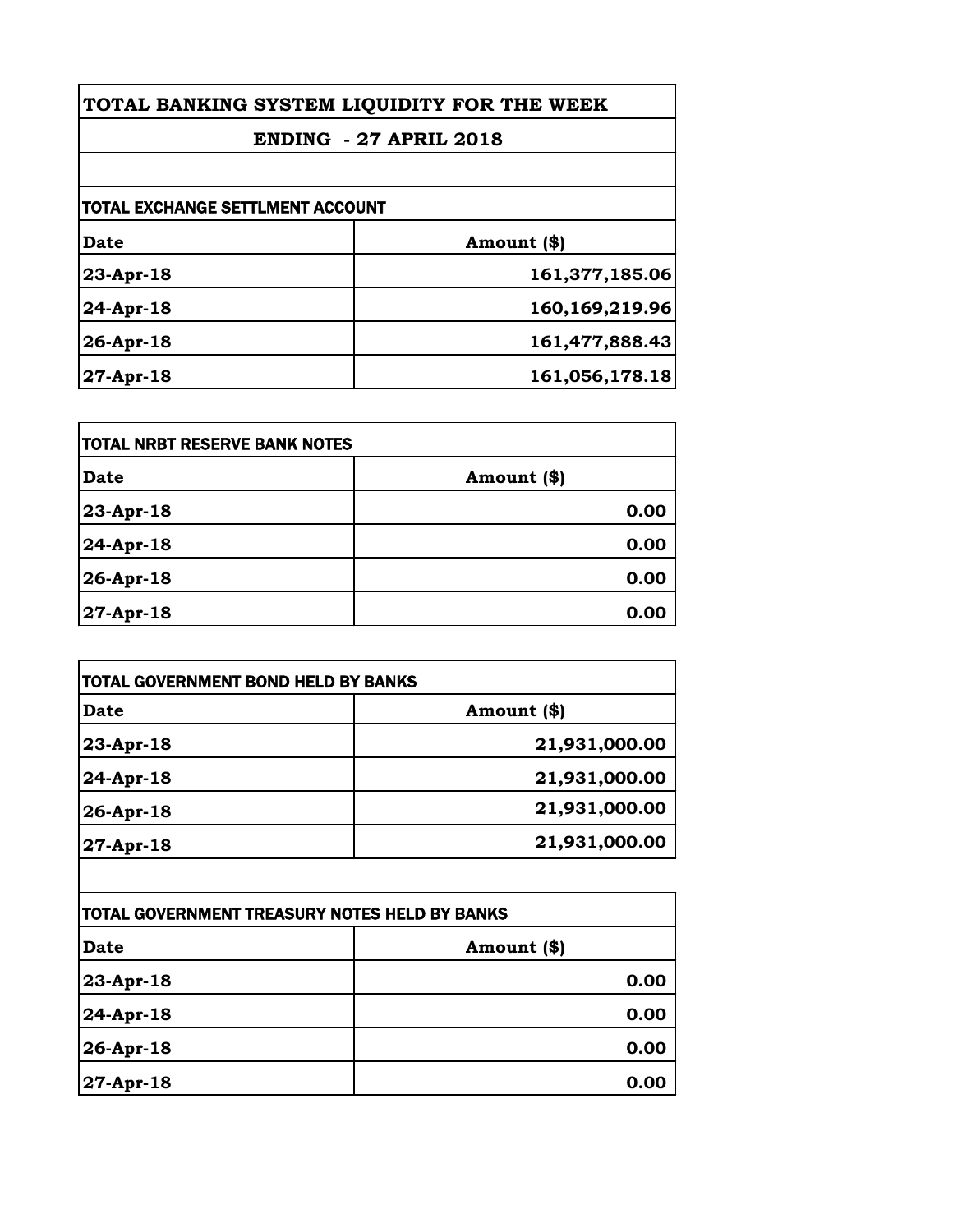# TOTAL BANKING SYSTEM LIQUIDITY FOR THE WEEK

## ENDING - 27 APRIL 2018

### TOTAL EXCHANGE SETTLMENT ACCOUNT

| Date | Amount ($) |
|---|---|
| 23-Apr-18 | 161,377,185.06 |
| 24-Apr-18 | 160,169,219.96 |
| 26-Apr-18 | 161,477,888.43 |
| 27-Apr-18 | 161,056,178.18 |

### TOTAL NRBT RESERVE BANK NOTES

| Date | Amount ($) |
|---|---|
| 23-Apr-18 | 0.00 |
| 24-Apr-18 | 0.00 |
| 26-Apr-18 | 0.00 |
| 27-Apr-18 | 0.00 |

### TOTAL GOVERNMENT BOND HELD BY BANKS

| Date | Amount ($) |
|---|---|
| 23-Apr-18 | 21,931,000.00 |
| 24-Apr-18 | 21,931,000.00 |
| 26-Apr-18 | 21,931,000.00 |
| 27-Apr-18 | 21,931,000.00 |

### TOTAL GOVERNMENT TREASURY NOTES HELD BY BANKS

| Date | Amount ($) |
|---|---|
| 23-Apr-18 | 0.00 |
| 24-Apr-18 | 0.00 |
| 26-Apr-18 | 0.00 |
| 27-Apr-18 | 0.00 |